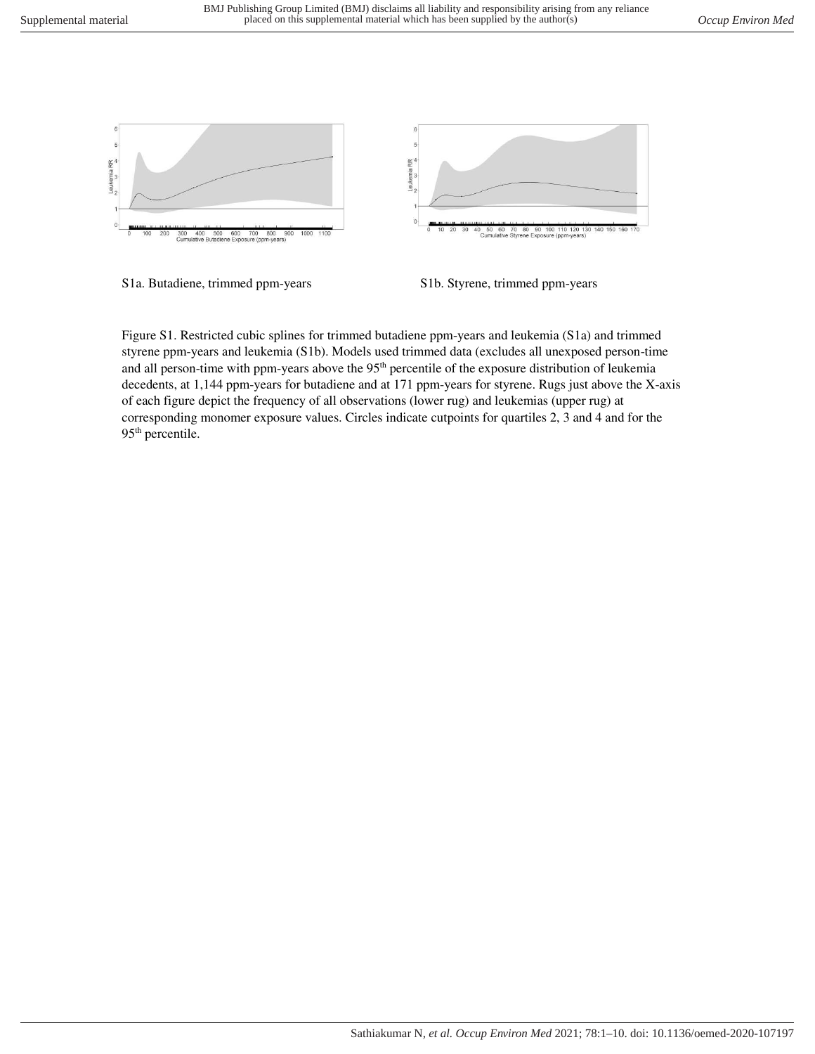S1a. Butadiene, trimmed ppm-years

S1b. Styrene, trimmed ppm-years

Figure S1. Restricted cubic splines for trimmed butadiene ppm-years and leukemia (S1a) and trimmed styrene ppm-years and leukemia (S1b). Models used trimmed data (excludes all unexposed person-time and all person-time with ppm-years above the 95th percentile of the exposure distribution of leukemia decedents, at 1,144 ppm-years for butadiene and at 171 ppm-years for styrene. Rugs just above the X-axis of each figure depict the frequency of all observations (lower rug) and leukemias (upper rug) at corresponding monomer exposure values. Circles indicate cutpoints for quartiles 2, 3 and 4 and for the 95th percentile.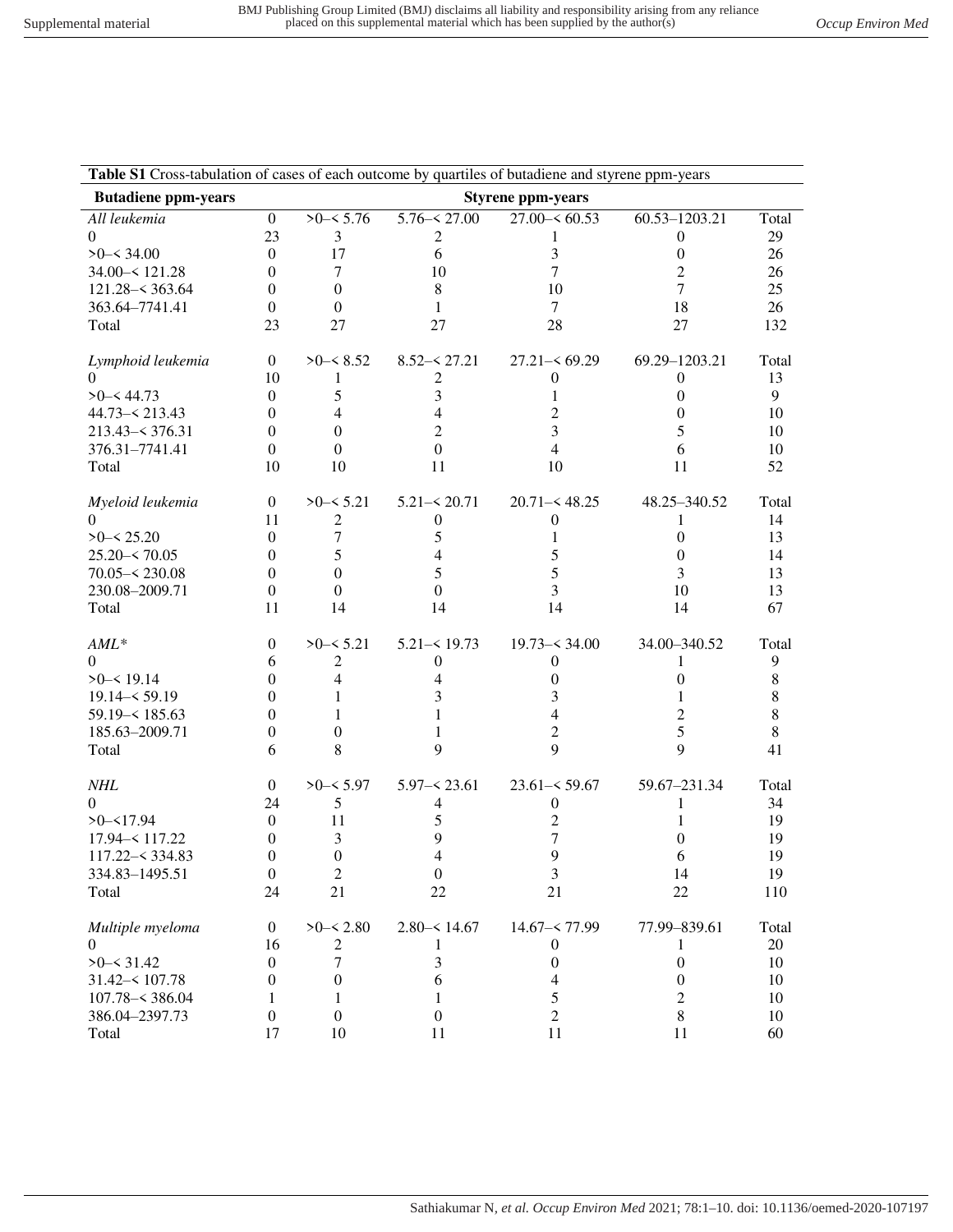**Table S1** Cross-tabulation of cases of each outcome by quartiles of butadiene and styrene ppm-years

| Butadiene ppm-years | Styrene ppm-years | | | | | |
|---|---|---|---|---|---|---|
| *All leukemia* | 0 | >0–< 5.76 | 5.76–< 27.00 | 27.00–< 60.53 | 60.53–1203.21 | Total |
| 0 | 23 | 3 | 2 | 1 | 0 | 29 |
| >0–< 34.00 | 0 | 17 | 6 | 3 | 0 | 26 |
| 34.00–< 121.28 | 0 | 7 | 10 | 7 | 2 | 26 |
| 121.28–< 363.64 | 0 | 0 | 8 | 10 | 7 | 25 |
| 363.64–7741.41 | 0 | 0 | 1 | 7 | 18 | 26 |
| Total | 23 | 27 | 27 | 28 | 27 | 132 |
| | | | | | | |
| *Lymphoid leukemia* | 0 | >0–< 8.52 | 8.52–< 27.21 | 27.21–< 69.29 | 69.29–1203.21 | Total |
| 0 | 10 | 1 | 2 | 0 | 0 | 13 |
| >0–< 44.73 | 0 | 5 | 3 | 1 | 0 | 9 |
| 44.73–< 213.43 | 0 | 4 | 4 | 2 | 0 | 10 |
| 213.43–< 376.31 | 0 | 0 | 2 | 3 | 5 | 10 |
| 376.31–7741.41 | 0 | 0 | 0 | 4 | 6 | 10 |
| Total | 10 | 10 | 11 | 10 | 11 | 52 |
| | | | | | | |
| *Myeloid leukemia* | 0 | >0–< 5.21 | 5.21–< 20.71 | 20.71–< 48.25 | 48.25–340.52 | Total |
| 0 | 11 | 2 | 0 | 0 | 1 | 14 |
| >0–< 25.20 | 0 | 7 | 5 | 1 | 0 | 13 |
| 25.20–< 70.05 | 0 | 5 | 4 | 5 | 0 | 14 |
| 70.05–< 230.08 | 0 | 0 | 5 | 5 | 3 | 13 |
| 230.08–2009.71 | 0 | 0 | 0 | 3 | 10 | 13 |
| Total | 11 | 14 | 14 | 14 | 14 | 67 |
| | | | | | | |
| *AML** | 0 | >0–< 5.21 | 5.21–< 19.73 | 19.73–< 34.00 | 34.00–340.52 | Total |
| 0 | 6 | 2 | 0 | 0 | 1 | 9 |
| >0–< 19.14 | 0 | 4 | 4 | 0 | 0 | 8 |
| 19.14–< 59.19 | 0 | 1 | 3 | 3 | 1 | 8 |
| 59.19–< 185.63 | 0 | 1 | 1 | 4 | 2 | 8 |
| 185.63–2009.71 | 0 | 0 | 1 | 2 | 5 | 8 |
| Total | 6 | 8 | 9 | 9 | 9 | 41 |
| | | | | | | |
| *NHL* | 0 | >0–< 5.97 | 5.97–< 23.61 | 23.61–< 59.67 | 59.67–231.34 | Total |
| 0 | 24 | 5 | 4 | 0 | 1 | 34 |
| >0–<17.94 | 0 | 11 | 5 | 2 | 1 | 19 |
| 17.94–< 117.22 | 0 | 3 | 9 | 7 | 0 | 19 |
| 117.22–< 334.83 | 0 | 0 | 4 | 9 | 6 | 19 |
| 334.83–1495.51 | 0 | 2 | 0 | 3 | 14 | 19 |
| Total | 24 | 21 | 22 | 21 | 22 | 110 |
| | | | | | | |
| *Multiple myeloma* | 0 | >0–< 2.80 | 2.80–< 14.67 | 14.67–< 77.99 | 77.99–839.61 | Total |
| 0 | 16 | 2 | 1 | 0 | 1 | 20 |
| >0–< 31.42 | 0 | 7 | 3 | 0 | 0 | 10 |
| 31.42–< 107.78 | 0 | 0 | 6 | 4 | 0 | 10 |
| 107.78–< 386.04 | 1 | 1 | 1 | 5 | 2 | 10 |
| 386.04–2397.73 | 0 | 0 | 0 | 2 | 8 | 10 |
| Total | 17 | 10 | 11 | 11 | 11 | 60 |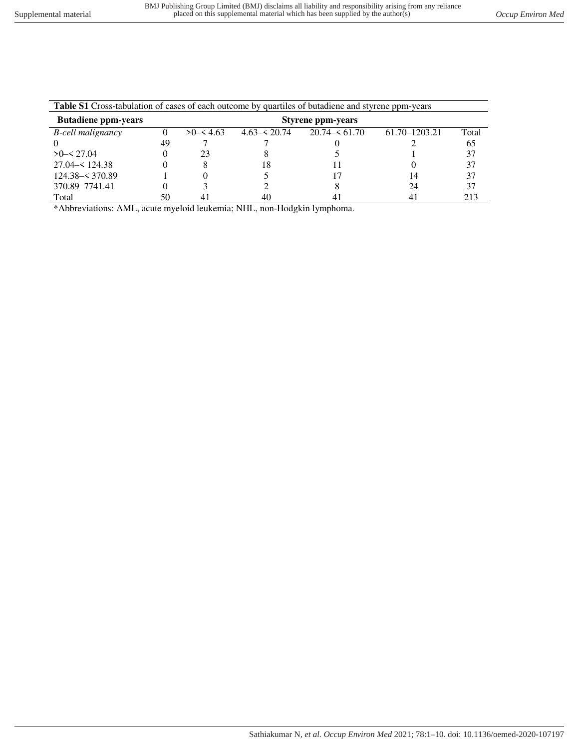**Table S1** Cross-tabulation of cases of each outcome by quartiles of butadiene and styrene ppm-years

| **Butadiene ppm-years** | **Styrene ppm-years** | | | | | |
|---|---|---|---|---|---|---|
| *B-cell malignancy* | 0 | >0–< 4.63 | 4.63–< 20.74 | 20.74–< 61.70 | 61.70–1203.21 | Total |
| 0 | 49 | 7 | 7 | 0 | 2 | 65 |
| >0–< 27.04 | 0 | 23 | 8 | 5 | 1 | 37 |
| 27.04–< 124.38 | 0 | 8 | 18 | 11 | 0 | 37 |
| 124.38–< 370.89 | 1 | 0 | 5 | 17 | 14 | 37 |
| 370.89–7741.41 | 0 | 3 | 2 | 8 | 24 | 37 |
| Total | 50 | 41 | 40 | 41 | 41 | 213 |

*Abbreviations: AML, acute myeloid leukemia; NHL, non-Hodgkin lymphoma.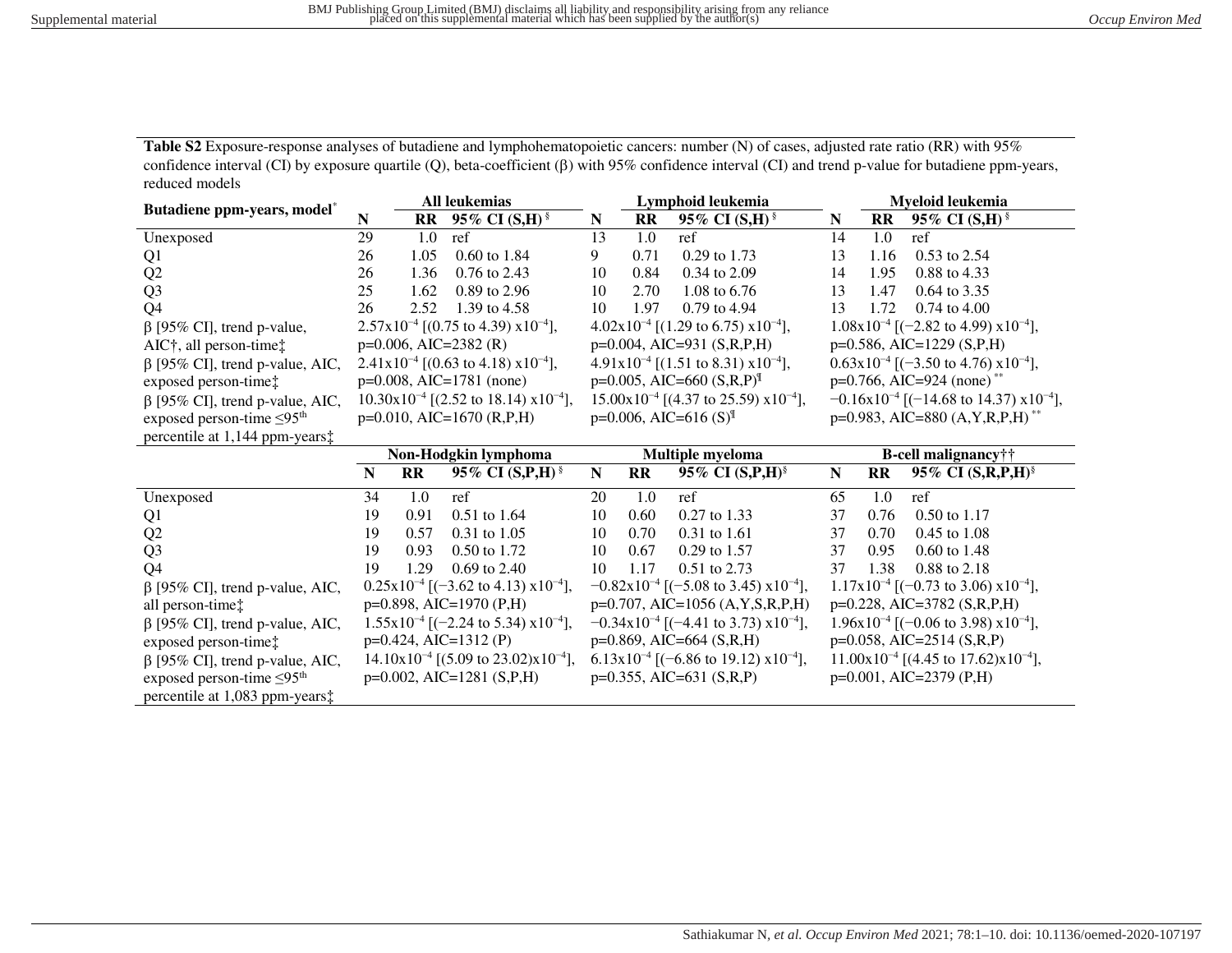**Table S2** Exposure-response analyses of butadiene and lymphohematopoietic cancers: number (N) of cases, adjusted rate ratio (RR) with 95% confidence interval (CI) by exposure quartile (Q), beta-coefficient (β) with 95% confidence interval (CI) and trend p-value for butadiene ppm-years, reduced models

| Butadiene ppm-years, model* | All leukemias | | | Lymphoid leukemia | | | Myeloid leukemia | | |
|---|---|---|---|---|---|---|---|---|---|
| | **N** | **RR** | **95% CI (S,H)** § | **N** | **RR** | **95% CI (S,H)** § | **N** | **RR** | **95% CI (S,H)** § |
| Unexposed | 29 | 1.0 | ref | 13 | 1.0 | ref | 14 | 1.0 | ref |
| Q1 | 26 | 1.05 | 0.60 to 1.84 | 9 | 0.71 | 0.29 to 1.73 | 13 | 1.16 | 0.53 to 2.54 |
| Q2 | 26 | 1.36 | 0.76 to 2.43 | 10 | 0.84 | 0.34 to 2.09 | 14 | 1.95 | 0.88 to 4.33 |
| Q3 | 25 | 1.62 | 0.89 to 2.96 | 10 | 2.70 | 1.08 to 6.76 | 13 | 1.47 | 0.64 to 3.35 |
| Q4 | 26 | 2.52 | 1.39 to 4.58 | 10 | 1.97 | 0.79 to 4.94 | 13 | 1.72 | 0.74 to 4.00 |
| β [95% CI], trend p-value, AIC†, all person-time‡ | $2.57 \times 10^{-4}$ [(0.75 to 4.39) $\times 10^{-4}$], p=0.006, AIC=2382 (R) | | | $4.02 \times 10^{-4}$ [(1.29 to 6.75) $\times 10^{-4}$], p=0.004, AIC=931 (S,R,P,H) | | | $1.08 \times 10^{-4}$ [(−2.82 to 4.99) $\times 10^{-4}$], p=0.586, AIC=1229 (S,P,H) | | |
| β [95% CI], trend p-value, AIC, exposed person-time‡ | $2.41 \times 10^{-4}$ [(0.63 to 4.18) $\times 10^{-4}$], p=0.008, AIC=1781 (none) | | | $4.91 \times 10^{-4}$ [(1.51 to 8.31) $\times 10^{-4}$], p=0.005, AIC=660 (S,R,P)¶ | | | $0.63 \times 10^{-4}$ [(−3.50 to 4.76) $\times 10^{-4}$], p=0.766, AIC=924 (none) ** | | |
| β [95% CI], trend p-value, AIC, exposed person-time ≤95th percentile at 1,144 ppm-years‡ | $10.30 \times 10^{-4}$ [(2.52 to 18.14) $\times 10^{-4}$], p=0.010, AIC=1670 (R,P,H) | | | $15.00 \times 10^{-4}$ [(4.37 to 25.59) $\times 10^{-4}$], p=0.006, AIC=616 (S)¶ | | | $-0.16 \times 10^{-4}$ [(−14.68 to 14.37) $\times 10^{-4}$], p=0.983, AIC=880 (A,Y,R,P,H) ** | | |
| | **Non-Hodgkin lymphoma** | | | **Multiple myeloma** | | | **B-cell malignancy††** | | |
| | **N** | **RR** | **95% CI (S,P,H)** § | **N** | **RR** | **95% CI (S,P,H)** § | **N** | **RR** | **95% CI (S,R,P,H)** § |
| Unexposed | 34 | 1.0 | ref | 20 | 1.0 | ref | 65 | 1.0 | ref |
| Q1 | 19 | 0.91 | 0.51 to 1.64 | 10 | 0.60 | 0.27 to 1.33 | 37 | 0.76 | 0.50 to 1.17 |
| Q2 | 19 | 0.57 | 0.31 to 1.05 | 10 | 0.70 | 0.31 to 1.61 | 37 | 0.70 | 0.45 to 1.08 |
| Q3 | 19 | 0.93 | 0.50 to 1.72 | 10 | 0.67 | 0.29 to 1.57 | 37 | 0.95 | 0.60 to 1.48 |
| Q4 | 19 | 1.29 | 0.69 to 2.40 | 10 | 1.17 | 0.51 to 2.73 | 37 | 1.38 | 0.88 to 2.18 |
| β [95% CI], trend p-value, AIC, all person-time‡ | $0.25 \times 10^{-4}$ [(−3.62 to 4.13) $\times 10^{-4}$], p=0.898, AIC=1970 (P,H) | | | $-0.82 \times 10^{-4}$ [(−5.08 to 3.45) $\times 10^{-4}$], p=0.707, AIC=1056 (A,Y,S,R,P,H) | | | $1.17 \times 10^{-4}$ [(−0.73 to 3.06) $\times 10^{-4}$], p=0.228, AIC=3782 (S,R,P,H) | | |
| β [95% CI], trend p-value, AIC, exposed person-time‡ | $1.55 \times 10^{-4}$ [(−2.24 to 5.34) $\times 10^{-4}$], p=0.424, AIC=1312 (P) | | | $-0.34 \times 10^{-4}$ [(−4.41 to 3.73) $\times 10^{-4}$], p=0.869, AIC=664 (S,R,H) | | | $1.96 \times 10^{-4}$ [(−0.06 to 3.98) $\times 10^{-4}$], p=0.058, AIC=2514 (S,R,P) | | |
| β [95% CI], trend p-value, AIC, exposed person-time ≤95th percentile at 1,083 ppm-years‡ | $14.10 \times 10^{-4}$ [(5.09 to 23.02) $\times 10^{-4}$], p=0.002, AIC=1281 (S,P,H) | | | $6.13 \times 10^{-4}$ [(−6.86 to 19.12) $\times 10^{-4}$], p=0.355, AIC=631 (S,R,P) | | | $11.00 \times 10^{-4}$ [(4.45 to 17.62) $\times 10^{-4}$], p=0.001, AIC=2379 (P,H) | | |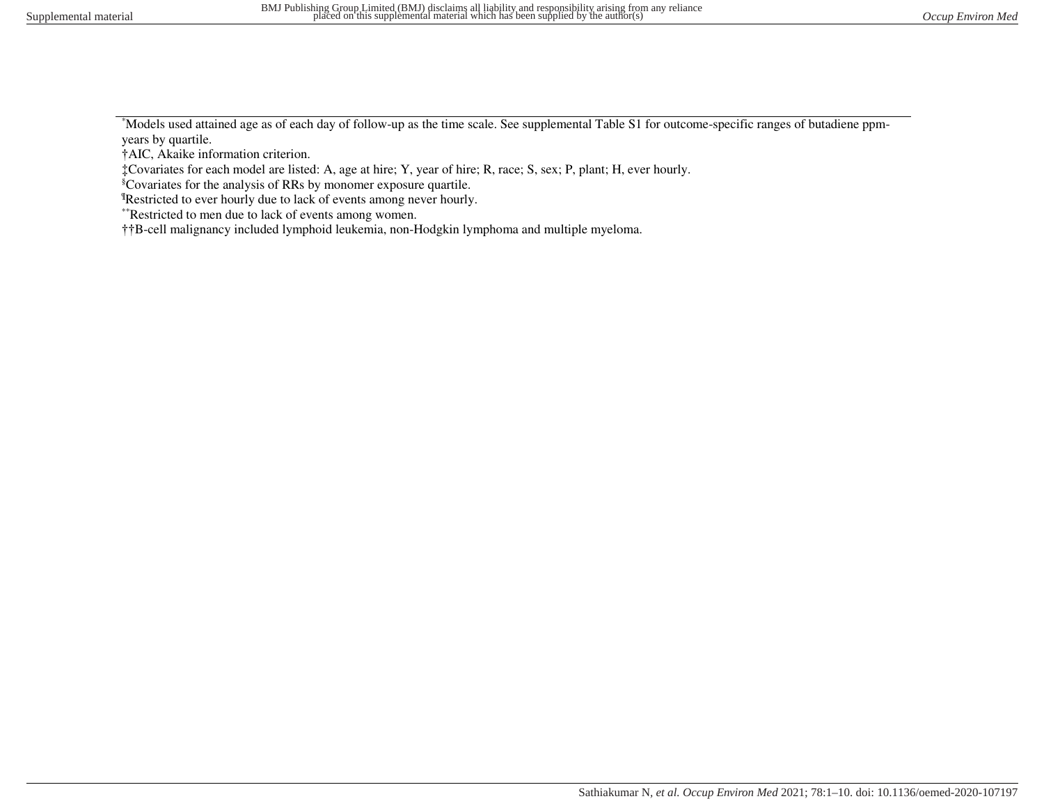[*]Models used attained age as of each day of follow-up as the time scale. See supplemental Table S1 for outcome-specific ranges of butadiene ppm-years by quartile.

†AIC, Akaike information criterion.

‡Covariates for each model are listed: A, age at hire; Y, year of hire; R, race; S, sex; P, plant; H, ever hourly.

[§]Covariates for the analysis of RRs by monomer exposure quartile.

[¶]Restricted to ever hourly due to lack of events among never hourly.

[**]Restricted to men due to lack of events among women.

††B-cell malignancy included lymphoid leukemia, non-Hodgkin lymphoma and multiple myeloma.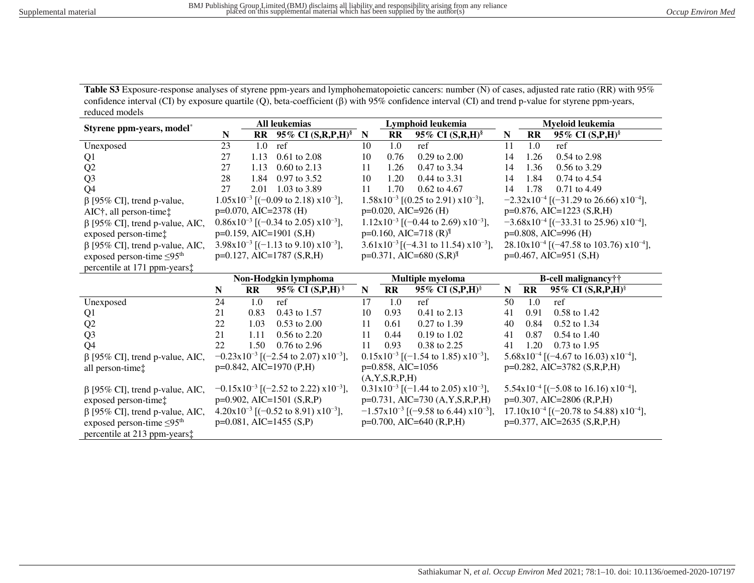**Table S3** Exposure-response analyses of styrene ppm-years and lymphohematopoietic cancers: number (N) of cases, adjusted rate ratio (RR) with 95% confidence interval (CI) by exposure quartile (Q), beta-coefficient (β) with 95% confidence interval (CI) and trend p-value for styrene ppm-years, reduced models

| Styrene ppm-years, model* | All leukemias | | | Lymphoid leukemia | | | Myeloid leukemia | | |
|---|---|---|---|---|---|---|---|---|---|
| | N | RR | 95% CI (S,R,P,H)§ | N | RR | 95% CI (S,R,H)§ | N | RR | 95% CI (S,P,H)§ |
| Unexposed | 23 | 1.0 | ref | 10 | 1.0 | ref | 11 | 1.0 | ref |
| Q1 | 27 | 1.13 | 0.61 to 2.08 | 10 | 0.76 | 0.29 to 2.00 | 14 | 1.26 | 0.54 to 2.98 |
| Q2 | 27 | 1.13 | 0.60 to 2.13 | 11 | 1.26 | 0.47 to 3.34 | 14 | 1.36 | 0.56 to 3.29 |
| Q3 | 28 | 1.84 | 0.97 to 3.52 | 10 | 1.20 | 0.44 to 3.31 | 14 | 1.84 | 0.74 to 4.54 |
| Q4 | 27 | 2.01 | 1.03 to 3.89 | 11 | 1.70 | 0.62 to 4.67 | 14 | 1.78 | 0.71 to 4.49 |
| β [95% CI], trend p-value, AIC†, all person-time‡ | $1.05 \times 10^{-3}$ [(−0.09 to 2.18) $\times 10^{-3}$], p=0.070, AIC=2378 (H) | | | $1.58 \times 10^{-3}$ [(0.25 to 2.91) $\times 10^{-3}$], p=0.020, AIC=926 (H) | | | $-2.32 \times 10^{-4}$ [(−31.29 to 26.66) $\times 10^{-4}$], p=0.876, AIC=1223 (S,R,H) | | |
| β [95% CI], trend p-value, AIC, exposed person-time‡ | $0.86 \times 10^{-3}$ [(−0.34 to 2.05) $\times 10^{-3}$], p=0.159, AIC=1901 (S,H) | | | $1.12 \times 10^{-3}$ [(−0.44 to 2.69) $\times 10^{-3}$], p=0.160, AIC=718 (R)¶ | | | $-3.68 \times 10^{-4}$ [(−33.31 to 25.96) $\times 10^{-4}$], p=0.808, AIC=996 (H) | | |
| β [95% CI], trend p-value, AIC, exposed person-time ≤95th percentile at 171 ppm-years‡ | $3.98 \times 10^{-3}$ [(−1.13 to 9.10) $\times 10^{-3}$], p=0.127, AIC=1787 (S,R,H) | | | $3.61 \times 10^{-3}$ [(−4.31 to 11.54) $\times 10^{-3}$], p=0.371, AIC=680 (S,R)¶ | | | $28.10 \times 10^{-4}$ [(−47.58 to 103.76) $\times 10^{-4}$], p=0.467, AIC=951 (S,H) | | |
| | **Non-Hodgkin lymphoma** | | | **Multiple myeloma** | | | **B-cell malignancy††** | | |
| | N | RR | 95% CI (S,P,H)§ | N | RR | 95% CI (S,P,H)§ | N | RR | 95% CI (S,R,P,H)§ |
| Unexposed | 24 | 1.0 | ref | 17 | 1.0 | ref | 50 | 1.0 | ref |
| Q1 | 21 | 0.83 | 0.43 to 1.57 | 10 | 0.93 | 0.41 to 2.13 | 41 | 0.91 | 0.58 to 1.42 |
| Q2 | 22 | 1.03 | 0.53 to 2.00 | 11 | 0.61 | 0.27 to 1.39 | 40 | 0.84 | 0.52 to 1.34 |
| Q3 | 21 | 1.11 | 0.56 to 2.20 | 11 | 0.44 | 0.19 to 1.02 | 41 | 0.87 | 0.54 to 1.40 |
| Q4 | 22 | 1.50 | 0.76 to 2.96 | 11 | 0.93 | 0.38 to 2.25 | 41 | 1.20 | 0.73 to 1.95 |
| β [95% CI], trend p-value, AIC, all person-time‡ | $-0.23 \times 10^{-3}$ [(−2.54 to 2.07) $\times 10^{-3}$], p=0.842, AIC=1970 (P,H) | | | $0.15 \times 10^{-3}$ [(−1.54 to 1.85) $\times 10^{-3}$], p=0.858, AIC=1056 (A,Y,S,R,P,H) | | | $5.68 \times 10^{-4}$ [(−4.67 to 16.03) $\times 10^{-4}$], p=0.282, AIC=3782 (S,R,P,H) | | |
| β [95% CI], trend p-value, AIC, exposed person-time‡ | $-0.15 \times 10^{-3}$ [(−2.52 to 2.22) $\times 10^{-3}$], p=0.902, AIC=1501 (S,R,P) | | | $0.31 \times 10^{-3}$ [(−1.44 to 2.05) $\times 10^{-3}$], p=0.731, AIC=730 (A,Y,S,R,P,H) | | | $5.54 \times 10^{-4}$ [(−5.08 to 16.16) $\times 10^{-4}$], p=0.307, AIC=2806 (R,P,H) | | |
| β [95% CI], trend p-value, AIC, exposed person-time ≤95th percentile at 213 ppm-years‡ | $4.20 \times 10^{-3}$ [(−0.52 to 8.91) $\times 10^{-3}$], p=0.081, AIC=1455 (S,P) | | | $-1.57 \times 10^{-3}$ [(−9.58 to 6.44) $\times 10^{-3}$], p=0.700, AIC=640 (R,P,H) | | | $17.10 \times 10^{-4}$ [(−20.78 to 54.88) $\times 10^{-4}$], p=0.377, AIC=2635 (S,R,P,H) | | |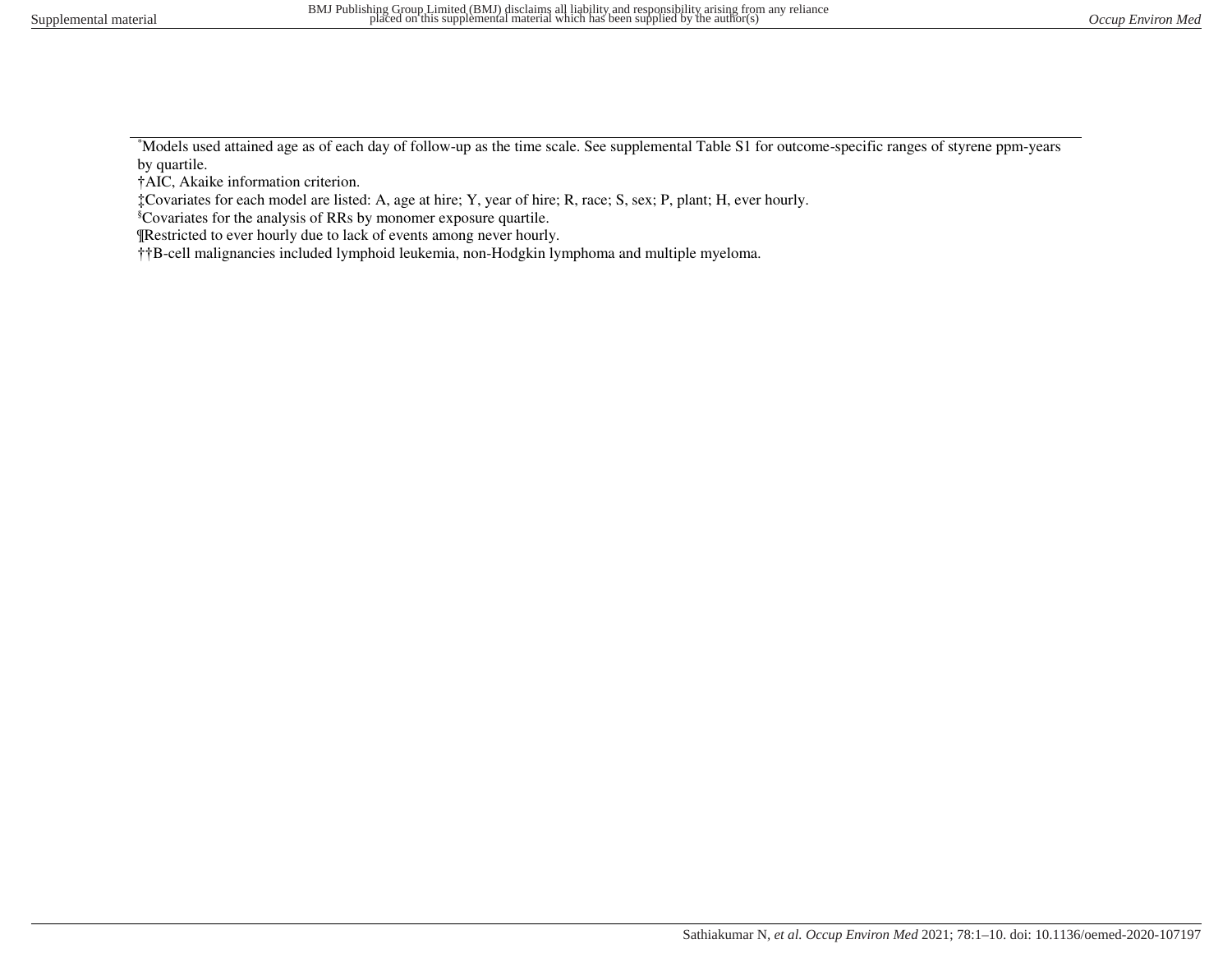*Models used attained age as of each day of follow-up as the time scale. See supplemental Table S1 for outcome-specific ranges of styrene ppm-years by quartile.

†AIC, Akaike information criterion.

‡Covariates for each model are listed: A, age at hire; Y, year of hire; R, race; S, sex; P, plant; H, ever hourly.

§Covariates for the analysis of RRs by monomer exposure quartile.

¶Restricted to ever hourly due to lack of events among never hourly.

††B-cell malignancies included lymphoid leukemia, non-Hodgkin lymphoma and multiple myeloma.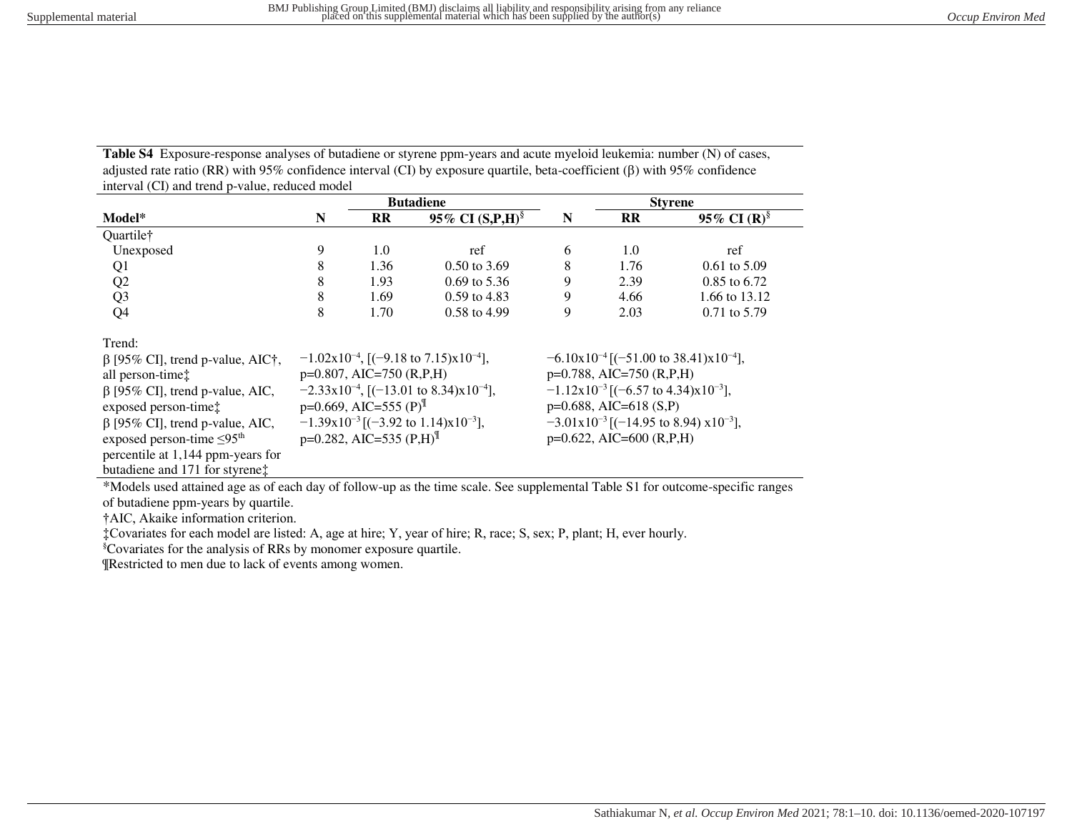**Table S4** Exposure-response analyses of butadiene or styrene ppm-years and acute myeloid leukemia: number (N) of cases, adjusted rate ratio (RR) with 95% confidence interval (CI) by exposure quartile, beta-coefficient (β) with 95% confidence interval (CI) and trend p-value, reduced model

| | Butadiene | | | Styrene | | |
|---|---|---|---|---|---|---|
| **Model*** | **N** | **RR** | **95% CI (S,P,H)**[§] | **N** | **RR** | **95% CI (R)**[§] |
| Quartile† | | | | | | |
| Unexposed | 9 | 1.0 | ref | 6 | 1.0 | ref |
| Q1 | 8 | 1.36 | 0.50 to 3.69 | 8 | 1.76 | 0.61 to 5.09 |
| Q2 | 8 | 1.93 | 0.69 to 5.36 | 9 | 2.39 | 0.85 to 6.72 |
| Q3 | 8 | 1.69 | 0.59 to 4.83 | 9 | 4.66 | 1.66 to 13.12 |
| Q4 | 8 | 1.70 | 0.58 to 4.99 | 9 | 2.03 | 0.71 to 5.79 |
| Trend: | | | | | | |
| β [95% CI], trend p-value, AIC†, all person-time‡ | $-1.02\text{x}10^{-4}$, [($-9.18$ to 7.15)$\text{x}10^{-4}$], p=0.807, AIC=750 (R,P,H) | | | $-6.10\text{x}10^{-4}$ [($-51.00$ to 38.41)$\text{x}10^{-4}$], p=0.788, AIC=750 (R,P,H) | | |
| β [95% CI], trend p-value, AIC, exposed person-time‡ | $-2.33\text{x}10^{-4}$, [($-13.01$ to 8.34)$\text{x}10^{-4}$], p=0.669, AIC=555 (P)¶ | | | $-1.12\text{x}10^{-3}$ [($-6.57$ to 4.34)$\text{x}10^{-3}$], p=0.688, AIC=618 (S,P) | | |
| β [95% CI], trend p-value, AIC, exposed person-time ≤95th percentile at 1,144 ppm-years for butadiene and 171 for styrene‡ | $-1.39\text{x}10^{-3}$ [($-3.92$ to 1.14)$\text{x}10^{-3}$], p=0.282, AIC=535 (P,H)¶ | | | $-3.01\text{x}10^{-3}$ [($-14.95$ to 8.94) $\text{x}10^{-3}$], p=0.622, AIC=600 (R,P,H) | | |

*Models used attained age as of each day of follow-up as the time scale. See supplemental Table S1 for outcome-specific ranges of butadiene ppm-years by quartile.

†AIC, Akaike information criterion.

‡Covariates for each model are listed: A, age at hire; Y, year of hire; R, race; S, sex; P, plant; H, ever hourly.

§Covariates for the analysis of RRs by monomer exposure quartile.

¶Restricted to men due to lack of events among women.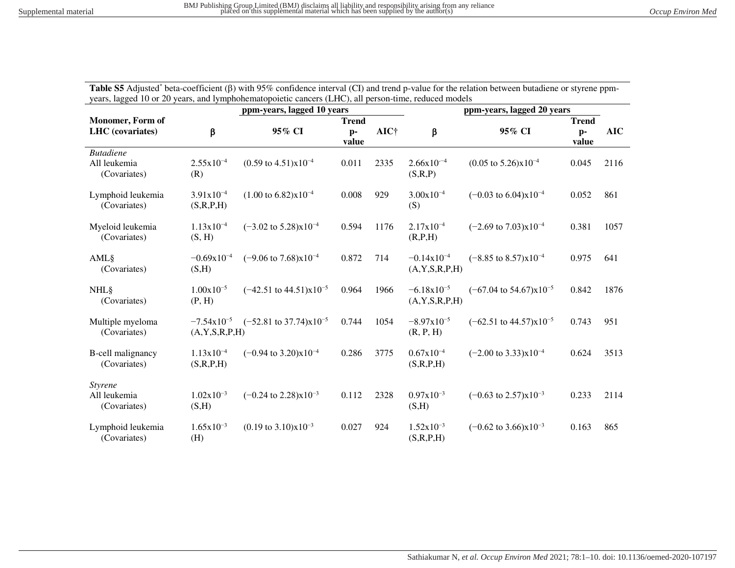**Table S5** Adjusted* beta-coefficient (β) with 95% confidence interval (CI) and trend p-value for the relation between butadiene or styrene ppm-years, lagged 10 or 20 years, and lymphohematopoietic cancers (LHC), all person-time, reduced models

| Monomer, Form of LHC (covariates) | ppm-years, lagged 10 years | | | | ppm-years, lagged 20 years | | | |
|---|---|---|---|---|---|---|---|---|
| | β | 95% CI | Trend p-value | AIC† | β | 95% CI | Trend p-value | AIC |
| *Butadiene* | | | | | | | | |
| All leukemia (Covariates) | $2.55 \times 10^{-4}$ (R) | $(0.59 \text{ to } 4.51) \times 10^{-4}$ | 0.011 | 2335 | $2.66 \times 10^{-4}$ (S,R,P) | $(0.05 \text{ to } 5.26) \times 10^{-4}$ | 0.045 | 2116 |
| Lymphoid leukemia (Covariates) | $3.91 \times 10^{-4}$ (S,R,P,H) | $(1.00 \text{ to } 6.82) \times 10^{-4}$ | 0.008 | 929 | $3.00 \times 10^{-4}$ (S) | $(-0.03 \text{ to } 6.04) \times 10^{-4}$ | 0.052 | 861 |
| Myeloid leukemia (Covariates) | $1.13 \times 10^{-4}$ (S, H) | $(-3.02 \text{ to } 5.28) \times 10^{-4}$ | 0.594 | 1176 | $2.17 \times 10^{-4}$ (R,P,H) | $(-2.69 \text{ to } 7.03) \times 10^{-4}$ | 0.381 | 1057 |
| AML§ (Covariates) | $-0.69 \times 10^{-4}$ (S,H) | $(-9.06 \text{ to } 7.68) \times 10^{-4}$ | 0.872 | 714 | $-0.14 \times 10^{-4}$ (A,Y,S,R,P,H) | $(-8.85 \text{ to } 8.57) \times 10^{-4}$ | 0.975 | 641 |
| NHL§ (Covariates) | $1.00 \times 10^{-5}$ (P, H) | $(-42.51 \text{ to } 44.51) \times 10^{-5}$ | 0.964 | 1966 | $-6.18 \times 10^{-5}$ (A,Y,S,R,P,H) | $(-67.04 \text{ to } 54.67) \times 10^{-5}$ | 0.842 | 1876 |
| Multiple myeloma (Covariates) | $-7.54 \times 10^{-5}$ (A,Y,S,R,P,H) | $(-52.81 \text{ to } 37.74) \times 10^{-5}$ | 0.744 | 1054 | $-8.97 \times 10^{-5}$ (R, P, H) | $(-62.51 \text{ to } 44.57) \times 10^{-5}$ | 0.743 | 951 |
| B-cell malignancy (Covariates) | $1.13 \times 10^{-4}$ (S,R,P,H) | $(-0.94 \text{ to } 3.20) \times 10^{-4}$ | 0.286 | 3775 | $0.67 \times 10^{-4}$ (S,R,P,H) | $(-2.00 \text{ to } 3.33) \times 10^{-4}$ | 0.624 | 3513 |
| *Styrene* | | | | | | | | |
| All leukemia (Covariates) | $1.02 \times 10^{-3}$ (S,H) | $(-0.24 \text{ to } 2.28) \times 10^{-3}$ | 0.112 | 2328 | $0.97 \times 10^{-3}$ (S,H) | $(-0.63 \text{ to } 2.57) \times 10^{-3}$ | 0.233 | 2114 |
| Lymphoid leukemia (Covariates) | $1.65 \times 10^{-3}$ (H) | $(0.19 \text{ to } 3.10) \times 10^{-3}$ | 0.027 | 924 | $1.52 \times 10^{-3}$ (S,R,P,H) | $(-0.62 \text{ to } 3.66) \times 10^{-3}$ | 0.163 | 865 |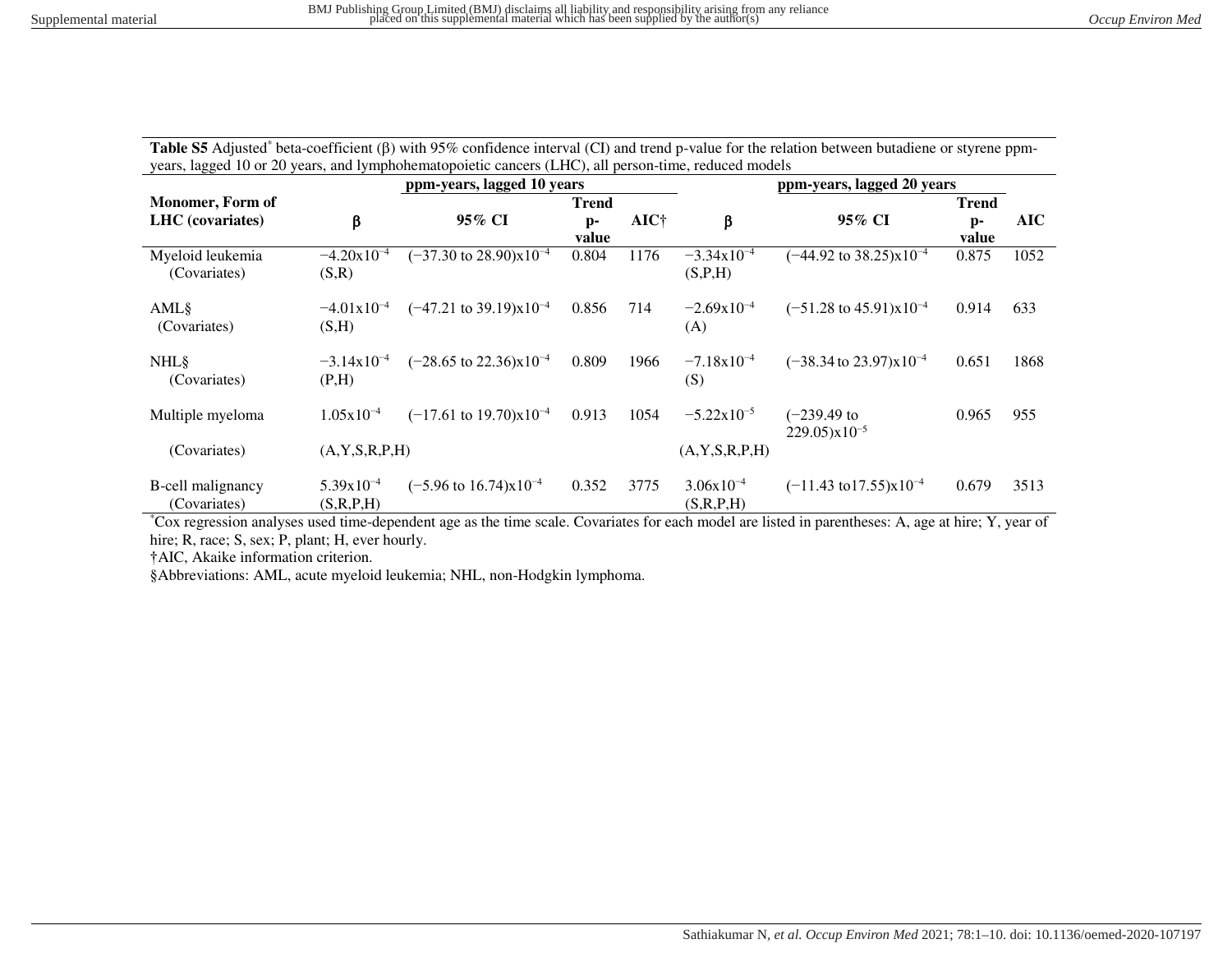**Table S5** Adjusted* beta-coefficient (β) with 95% confidence interval (CI) and trend p-value for the relation between butadiene or styrene ppm-years, lagged 10 or 20 years, and lymphohematopoietic cancers (LHC), all person-time, reduced models

| Monomer, Form of LHC (covariates) | ppm-years, lagged 10 years | | | | ppm-years, lagged 20 years | | | |
|---|---|---|---|---|---|---|---|---|
| | β | 95% CI | Trend p-value | AIC† | β | 95% CI | Trend p-value | AIC |
| Myeloid leukemia (Covariates) | $-4.20\times10^{-4}$ (S,R) | $(-37.30\text{ to }28.90)\times10^{-4}$ | 0.804 | 1176 | $-3.34\times10^{-4}$ (S,P,H) | $(-44.92\text{ to }38.25)\times10^{-4}$ | 0.875 | 1052 |
| AML§ (Covariates) | $-4.01\times10^{-4}$ (S,H) | $(-47.21\text{ to }39.19)\times10^{-4}$ | 0.856 | 714 | $-2.69\times10^{-4}$ (A) | $(-51.28\text{ to }45.91)\times10^{-4}$ | 0.914 | 633 |
| NHL§ (Covariates) | $-3.14\times10^{-4}$ (P,H) | $(-28.65\text{ to }22.36)\times10^{-4}$ | 0.809 | 1966 | $-7.18\times10^{-4}$ (S) | $(-38.34\text{ to }23.97)\times10^{-4}$ | 0.651 | 1868 |
| Multiple myeloma (Covariates) | $1.05\times10^{-4}$ (A,Y,S,R,P,H) | $(-17.61\text{ to }19.70)\times10^{-4}$ | 0.913 | 1054 | $-5.22\times10^{-5}$ (A,Y,S,R,P,H) | $(-239.49\text{ to }229.05)\times10^{-5}$ | 0.965 | 955 |
| B-cell malignancy (Covariates) | $5.39\times10^{-4}$ (S,R,P,H) | $(-5.96\text{ to }16.74)\times10^{-4}$ | 0.352 | 3775 | $3.06\times10^{-4}$ (S,R,P,H) | $(-11.43\text{ to }17.55)\times10^{-4}$ | 0.679 | 3513 |

*Cox regression analyses used time-dependent age as the time scale. Covariates for each model are listed in parentheses: A, age at hire; Y, year of hire; R, race; S, sex; P, plant; H, ever hourly.

†AIC, Akaike information criterion.

§Abbreviations: AML, acute myeloid leukemia; NHL, non-Hodgkin lymphoma.